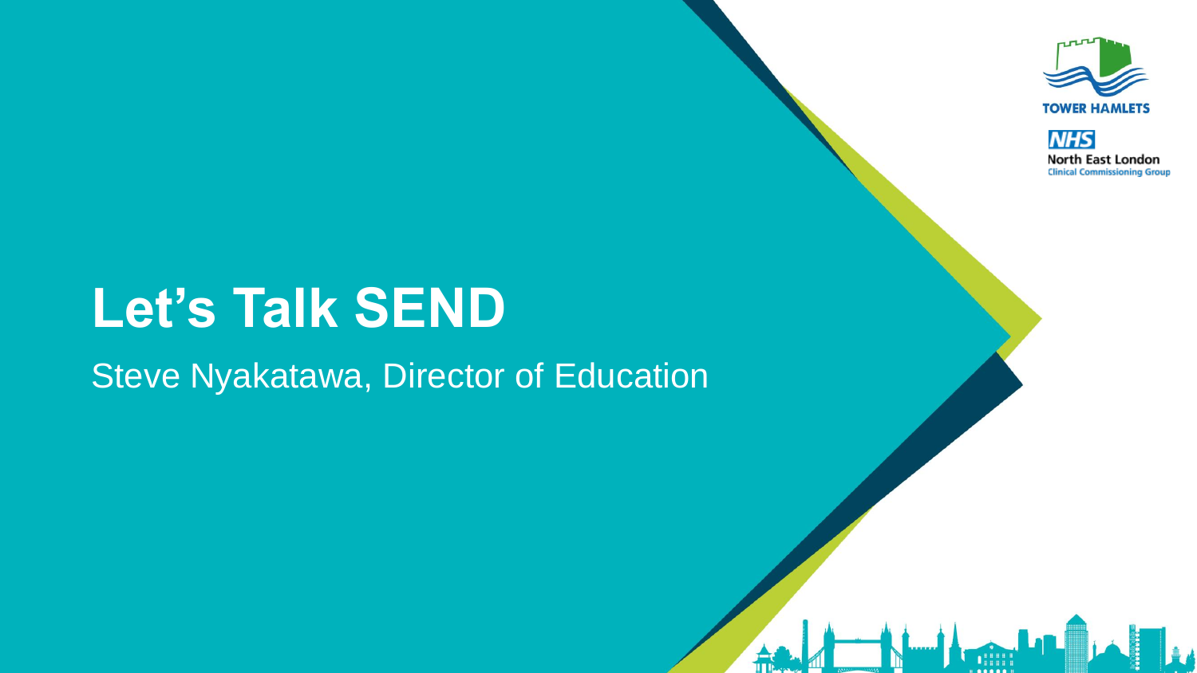TOWER HAMLETS

NHS
North East London
Clinical Commissioning Group

# Let's Talk SEND

Steve Nyakatawa, Director of Education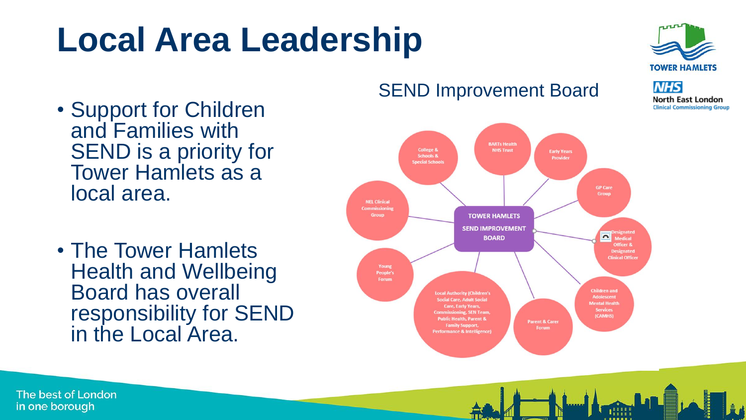# Local Area Leadership

- Support for Children and Families with SEND is a priority for Tower Hamlets as a local area.
- The Tower Hamlets Health and Wellbeing Board has overall responsibility for SEND in the Local Area.

## SEND Improvement Board

TOWER HAMLETS SEND IMPROVEMENT BOARD

College & Schools & Special Schools

BARTs Health NHS Trust

Early Years Provider

GP Care Group

Designated Medical Officer & Designated Clinical Officer

Children and Adolescent Mental Health Services (CAMHS)

Parent & Carer Forum

Local Authority (Children's Social Care, Adult Social Care, Early Years, Commissioning, SEN Team, Public Health, Parent & Family Support, Performance & Intelligence)

Young People's Forum

NEL Clinical Commissioning Group

The best of London in one borough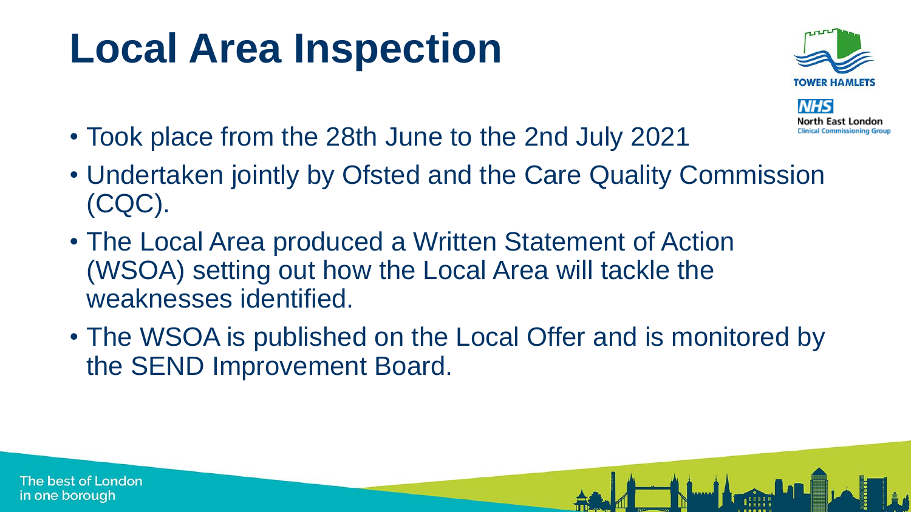# Local Area Inspection

- Took place from the 28th June to the 2nd July 2021
- Undertaken jointly by Ofsted and the Care Quality Commission (CQC).
- The Local Area produced a Written Statement of Action (WSOA) setting out how the Local Area will tackle the weaknesses identified.
- The WSOA is published on the Local Offer and is monitored by the SEND Improvement Board.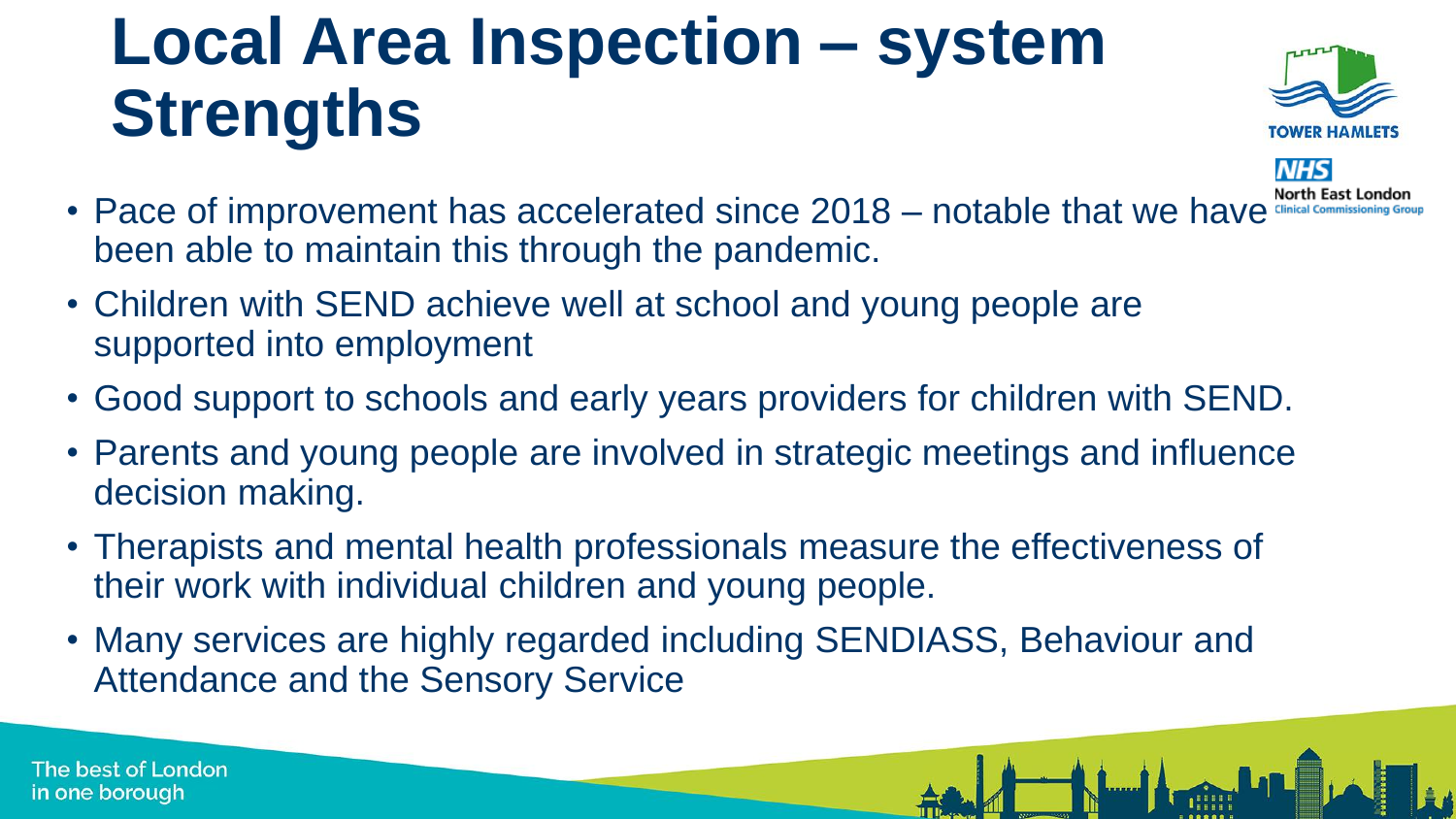# Local Area Inspection – system Strengths

- Pace of improvement has accelerated since 2018 – notable that we have been able to maintain this through the pandemic.
- Children with SEND achieve well at school and young people are supported into employment
- Good support to schools and early years providers for children with SEND.
- Parents and young people are involved in strategic meetings and influence decision making.
- Therapists and mental health professionals measure the effectiveness of their work with individual children and young people.
- Many services are highly regarded including SENDIASS, Behaviour and Attendance and the Sensory Service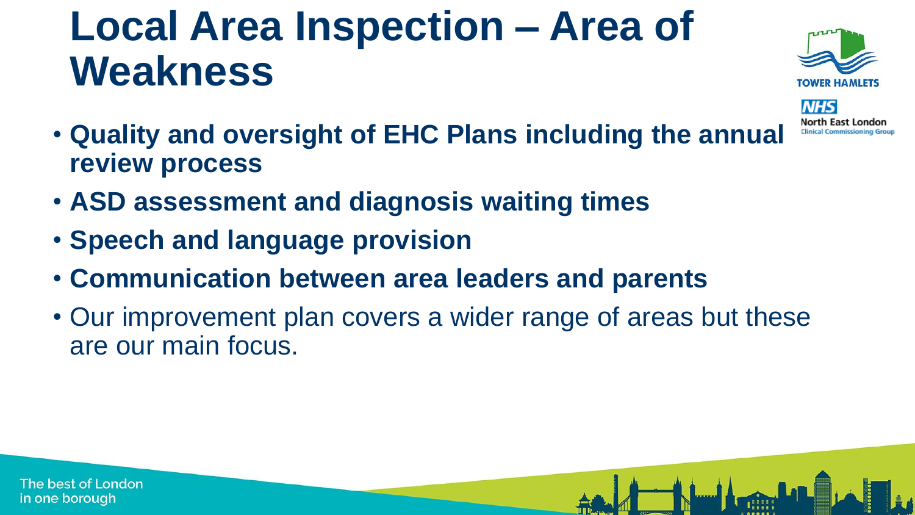# Local Area Inspection – Area of Weakness

- **Quality and oversight of EHC Plans including the annual review process**
- **ASD assessment and diagnosis waiting times**
- **Speech and language provision**
- **Communication between area leaders and parents**
- Our improvement plan covers a wider range of areas but these are our main focus.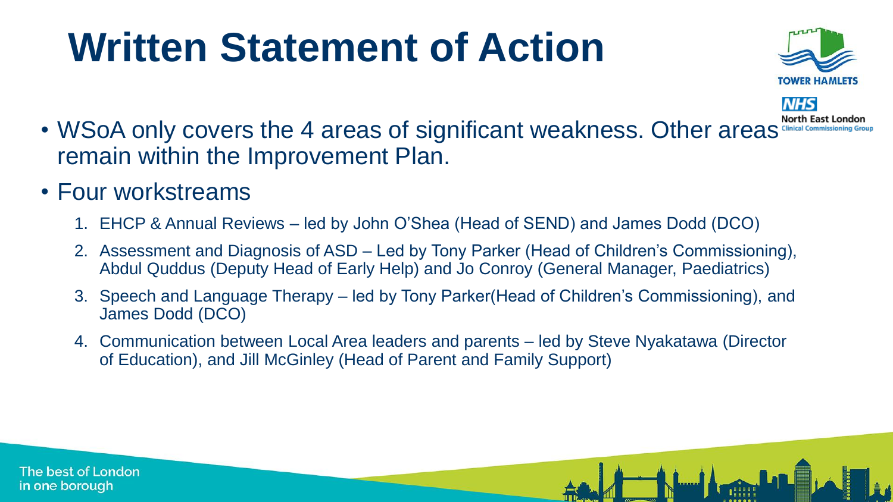# Written Statement of Action

- WSoA only covers the 4 areas of significant weakness. Other areas remain within the Improvement Plan.
- Four workstreams
  1. EHCP & Annual Reviews – led by John O'Shea (Head of SEND) and James Dodd (DCO)
  2. Assessment and Diagnosis of ASD – Led by Tony Parker (Head of Children's Commissioning), Abdul Quddus (Deputy Head of Early Help) and Jo Conroy (General Manager, Paediatrics)
  3. Speech and Language Therapy – led by Tony Parker(Head of Children's Commissioning), and James Dodd (DCO)
  4. Communication between Local Area leaders and parents – led by Steve Nyakatawa (Director of Education), and Jill McGinley (Head of Parent and Family Support)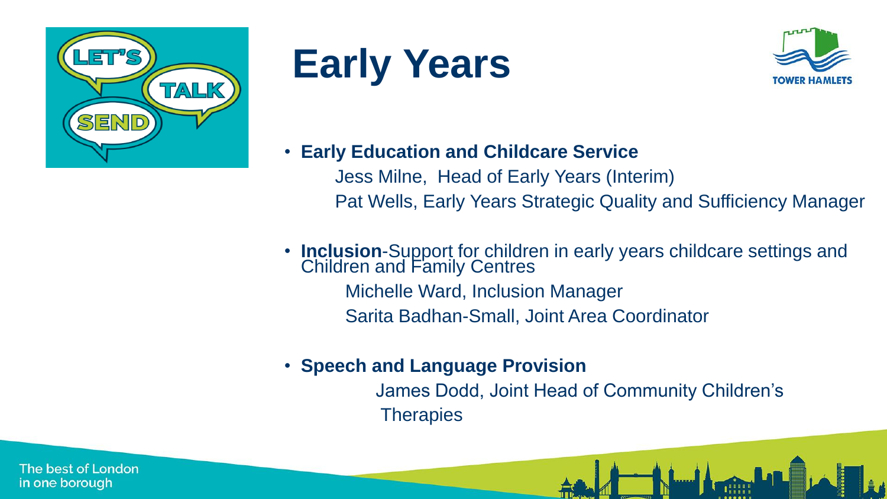# Early Years

- **Early Education and Childcare Service**

  Jess Milne, Head of Early Years (Interim)

  Pat Wells, Early Years Strategic Quality and Sufficiency Manager

- **Inclusion**-Support for children in early years childcare settings and Children and Family Centres

  Michelle Ward, Inclusion Manager

  Sarita Badhan-Small, Joint Area Coordinator

- **Speech and Language Provision**

  James Dodd, Joint Head of Community Children's Therapies

The best of London in one borough